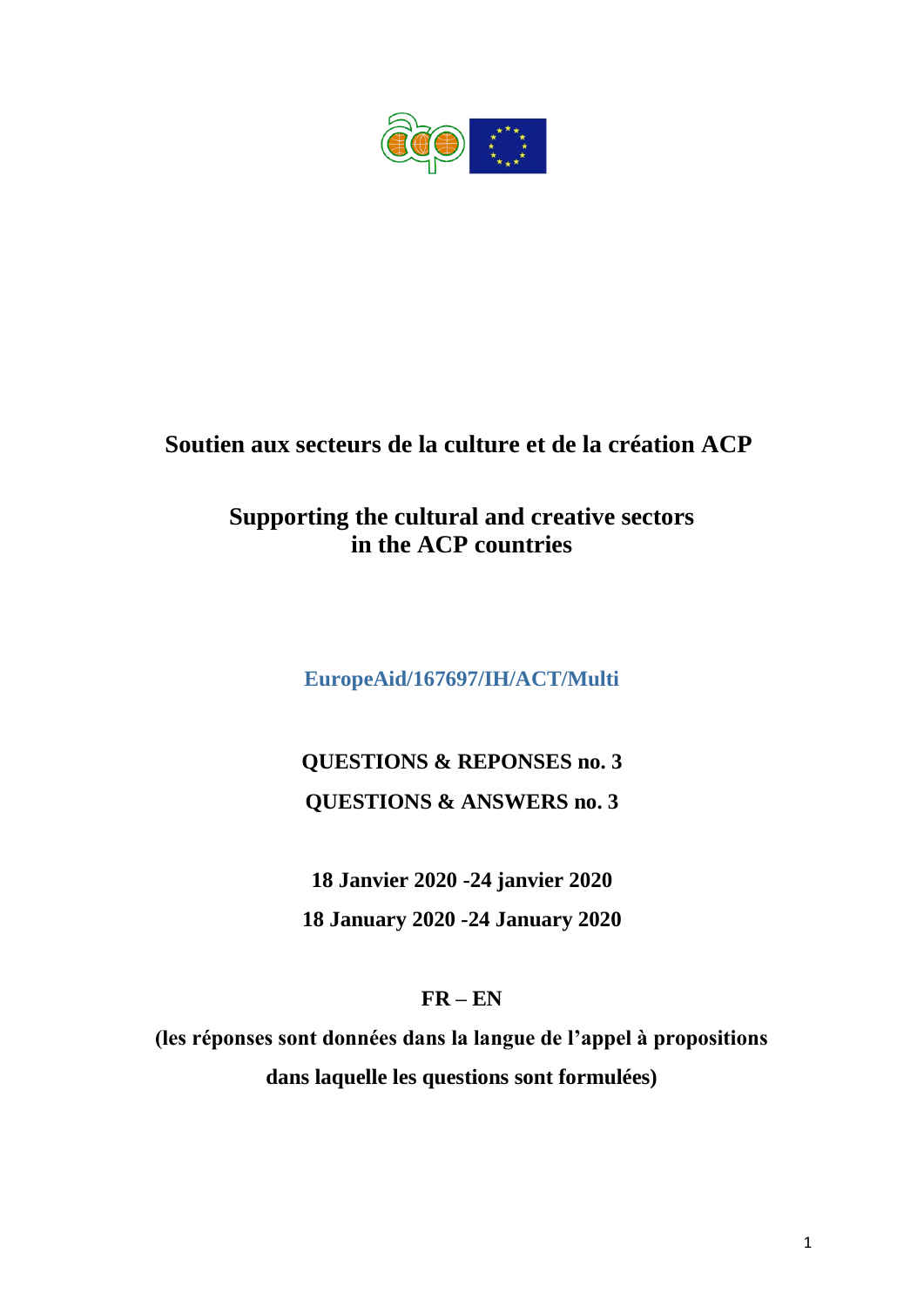# Soutien aux secteurs de la culture et de la création ACP

# Supporting the cultural and creative sectors in the ACP countries

**EuropeAid/167697/IH/ACT/Multi**

**QUESTIONS & REPONSES no. 3**

**QUESTIONS & ANSWERS no. 3**

**18 Janvier 2020 -24 janvier 2020**

**18 January 2020 -24 January 2020**

**FR – EN**

**(les réponses sont données dans la langue de l'appel à propositions dans laquelle les questions sont formulées)**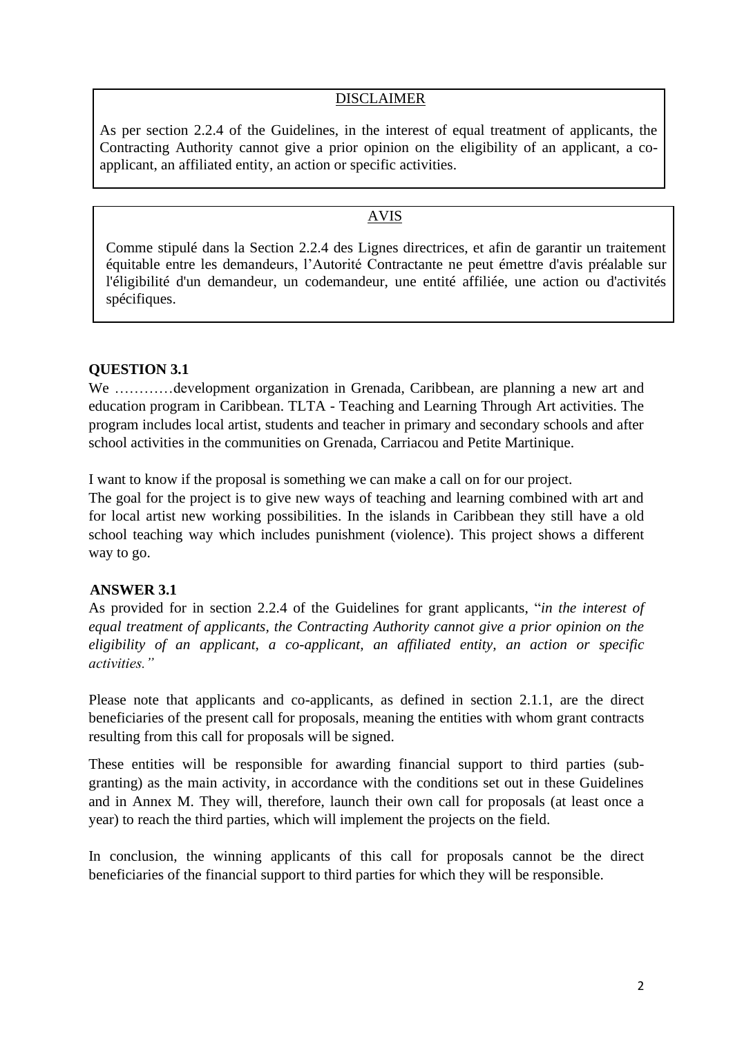<u>DISCLAIMER</u>

As per section 2.2.4 of the Guidelines, in the interest of equal treatment of applicants, the Contracting Authority cannot give a prior opinion on the eligibility of an applicant, a co-applicant, an affiliated entity, an action or specific activities.

<u>AVIS</u>

Comme stipulé dans la Section 2.2.4 des Lignes directrices, et afin de garantir un traitement équitable entre les demandeurs, l'Autorité Contractante ne peut émettre d'avis préalable sur l'éligibilité d'un demandeur, un codemandeur, une entité affiliée, une action ou d'activités spécifiques.

**QUESTION 3.1**

We …………development organization in Grenada, Caribbean, are planning a new art and education program in Caribbean. TLTA - Teaching and Learning Through Art activities. The program includes local artist, students and teacher in primary and secondary schools and after school activities in the communities on Grenada, Carriacou and Petite Martinique.

I want to know if the proposal is something we can make a call on for our project.

The goal for the project is to give new ways of teaching and learning combined with art and for local artist new working possibilities. In the islands in Caribbean they still have a old school teaching way which includes punishment (violence). This project shows a different way to go.

**ANSWER 3.1**

As provided for in section 2.2.4 of the Guidelines for grant applicants, "*in the interest of equal treatment of applicants, the Contracting Authority cannot give a prior opinion on the eligibility of an applicant, a co-applicant, an affiliated entity, an action or specific activities.*"

Please note that applicants and co-applicants, as defined in section 2.1.1, are the direct beneficiaries of the present call for proposals, meaning the entities with whom grant contracts resulting from this call for proposals will be signed.

These entities will be responsible for awarding financial support to third parties (sub-granting) as the main activity, in accordance with the conditions set out in these Guidelines and in Annex M. They will, therefore, launch their own call for proposals (at least once a year) to reach the third parties, which will implement the projects on the field.

In conclusion, the winning applicants of this call for proposals cannot be the direct beneficiaries of the financial support to third parties for which they will be responsible.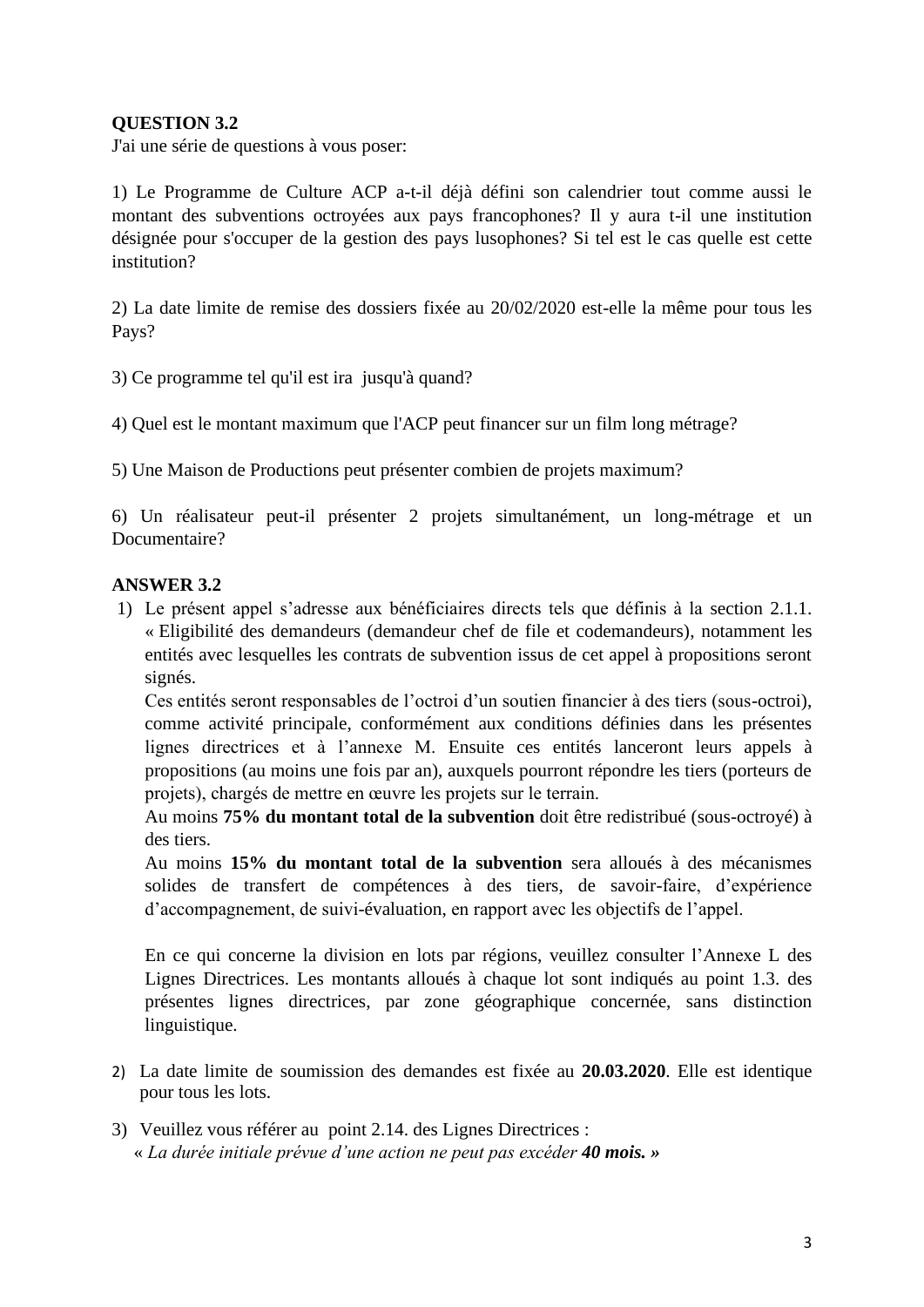**QUESTION 3.2**

J'ai une série de questions à vous poser:

1) Le Programme de Culture ACP a-t-il déjà défini son calendrier tout comme aussi le montant des subventions octroyées aux pays francophones? Il y aura t-il une institution désignée pour s'occuper de la gestion des pays lusophones? Si tel est le cas quelle est cette institution?

2) La date limite de remise des dossiers fixée au 20/02/2020 est-elle la même pour tous les Pays?

3) Ce programme tel qu'il est ira jusqu'à quand?

4) Quel est le montant maximum que l'ACP peut financer sur un film long métrage?

5) Une Maison de Productions peut présenter combien de projets maximum?

6) Un réalisateur peut-il présenter 2 projets simultanément, un long-métrage et un Documentaire?

**ANSWER 3.2**

1) Le présent appel s'adresse aux bénéficiaires directs tels que définis à la section 2.1.1. « Eligibilité des demandeurs (demandeur chef de file et codemandeurs), notamment les entités avec lesquelles les contrats de subvention issus de cet appel à propositions seront signés.

   Ces entités seront responsables de l'octroi d'un soutien financier à des tiers (sous-octroi), comme activité principale, conformément aux conditions définies dans les présentes lignes directrices et à l'annexe M. Ensuite ces entités lanceront leurs appels à propositions (au moins une fois par an), auxquels pourront répondre les tiers (porteurs de projets), chargés de mettre en œuvre les projets sur le terrain.

   Au moins **75% du montant total de la subvention** doit être redistribué (sous-octroyé) à des tiers.

   Au moins **15% du montant total de la subvention** sera alloués à des mécanismes solides de transfert de compétences à des tiers, de savoir-faire, d'expérience d'accompagnement, de suivi-évaluation, en rapport avec les objectifs de l'appel.

   En ce qui concerne la division en lots par régions, veuillez consulter l'Annexe L des Lignes Directrices. Les montants alloués à chaque lot sont indiqués au point 1.3. des présentes lignes directrices, par zone géographique concernée, sans distinction linguistique.

2) La date limite de soumission des demandes est fixée au **20.03.2020**. Elle est identique pour tous les lots.

3) Veuillez vous référer au point 2.14. des Lignes Directrices :
   « *La durée initiale prévue d'une action ne peut pas excéder* ***40 mois.*** *»*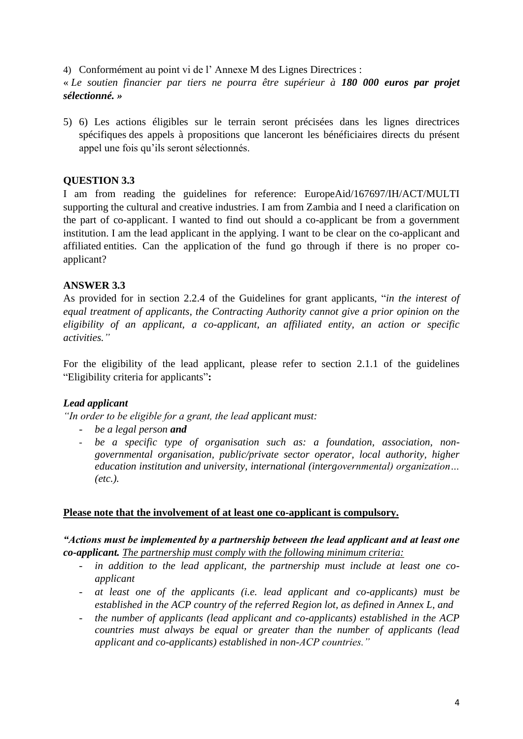4) Conformément au point vi de l' Annexe M des Lignes Directrices :

« *Le soutien financier par tiers ne pourra être supérieur à **180 000 euros par projet sélectionné.** »*

5) 6) Les actions éligibles sur le terrain seront précisées dans les lignes directrices spécifiques des appels à propositions que lanceront les bénéficiaires directs du présent appel une fois qu'ils seront sélectionnés.

**QUESTION 3.3**

I am from reading the guidelines for reference: EuropeAid/167697/IH/ACT/MULTI supporting the cultural and creative industries. I am from Zambia and I need a clarification on the part of co-applicant. I wanted to find out should a co-applicant be from a government institution. I am the lead applicant in the applying. I want to be clear on the co-applicant and affiliated entities. Can the application of the fund go through if there is no proper co-applicant?

**ANSWER 3.3**

As provided for in section 2.2.4 of the Guidelines for grant applicants, "*in the interest of equal treatment of applicants, the Contracting Authority cannot give a prior opinion on the eligibility of an applicant, a co-applicant, an affiliated entity, an action or specific activities."*

For the eligibility of the lead applicant, please refer to section 2.1.1 of the guidelines "Eligibility criteria for applicants"**:**

***Lead applicant***

*"In order to be eligible for a grant, the lead applicant must:*

- *be a legal person **and***
- *be a specific type of organisation such as: a foundation, association, non-governmental organisation, public/private sector operator, local authority, higher education institution and university, international (intergovernmental) organization… (etc.).*

**Please note that the involvement of at least one co-applicant is compulsory.**

***"Actions must be implemented by a partnership between the lead applicant and at least one co-applicant.*** *The partnership must comply with the following minimum criteria:*

- *in addition to the lead applicant, the partnership must include at least one co-applicant*
- *at least one of the applicants (i.e. lead applicant and co-applicants) must be established in the ACP country of the referred Region lot, as defined in Annex L, and*
- *the number of applicants (lead applicant and co-applicants) established in the ACP countries must always be equal or greater than the number of applicants (lead applicant and co-applicants) established in non-ACP countries."*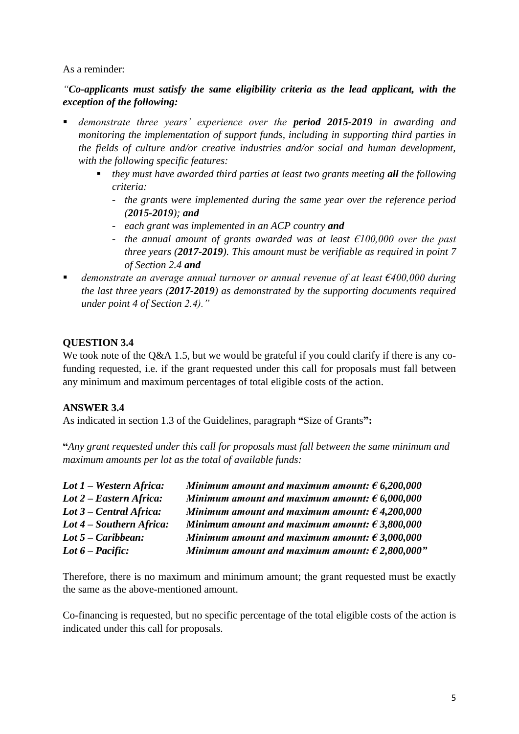As a reminder:

*"**Co-applicants must satisfy the same eligibility criteria as the lead applicant, with the exception of the following:***

- *demonstrate three years' experience over the **period 2015-2019** in awarding and monitoring the implementation of support funds, including in supporting third parties in the fields of culture and/or creative industries and/or social and human development, with the following specific features:*
    - *they must have awarded third parties at least two grants meeting **all** the following criteria:*
        - *the grants were implemented during the same year over the reference period (**2015-2019**); **and***
        - *each grant was implemented in an ACP country **and***
        - *the annual amount of grants awarded was at least €100,000 over the past three years (**2017-2019**). This amount must be verifiable as required in point 7 of Section 2.4 **and***
- *demonstrate an average annual turnover or annual revenue of at least €400,000 during the last three years (**2017-2019**) as demonstrated by the supporting documents required under point 4 of Section 2.4)."*

**QUESTION 3.4**

We took note of the Q&A 1.5, but we would be grateful if you could clarify if there is any co-funding requested, i.e. if the grant requested under this call for proposals must fall between any minimum and maximum percentages of total eligible costs of the action.

**ANSWER 3.4**

As indicated in section 1.3 of the Guidelines, paragraph **"**Size of Grants**":**

**"***Any grant requested under this call for proposals must fall between the same minimum and maximum amounts per lot as the total of available funds:*

| | |
|---|---|
| ***Lot 1 – Western Africa:*** | ***Minimum amount and maximum amount: € 6,200,000*** |
| ***Lot 2 – Eastern Africa:*** | ***Minimum amount and maximum amount: € 6,000,000*** |
| ***Lot 3 – Central Africa:*** | ***Minimum amount and maximum amount: € 4,200,000*** |
| ***Lot 4 – Southern Africa:*** | ***Minimum amount and maximum amount: € 3,800,000*** |
| ***Lot 5 – Caribbean:*** | ***Minimum amount and maximum amount: € 3,000,000*** |
| ***Lot 6 – Pacific:*** | ***Minimum amount and maximum amount: € 2,800,000"*** |

Therefore, there is no maximum and minimum amount; the grant requested must be exactly the same as the above-mentioned amount.

Co-financing is requested, but no specific percentage of the total eligible costs of the action is indicated under this call for proposals.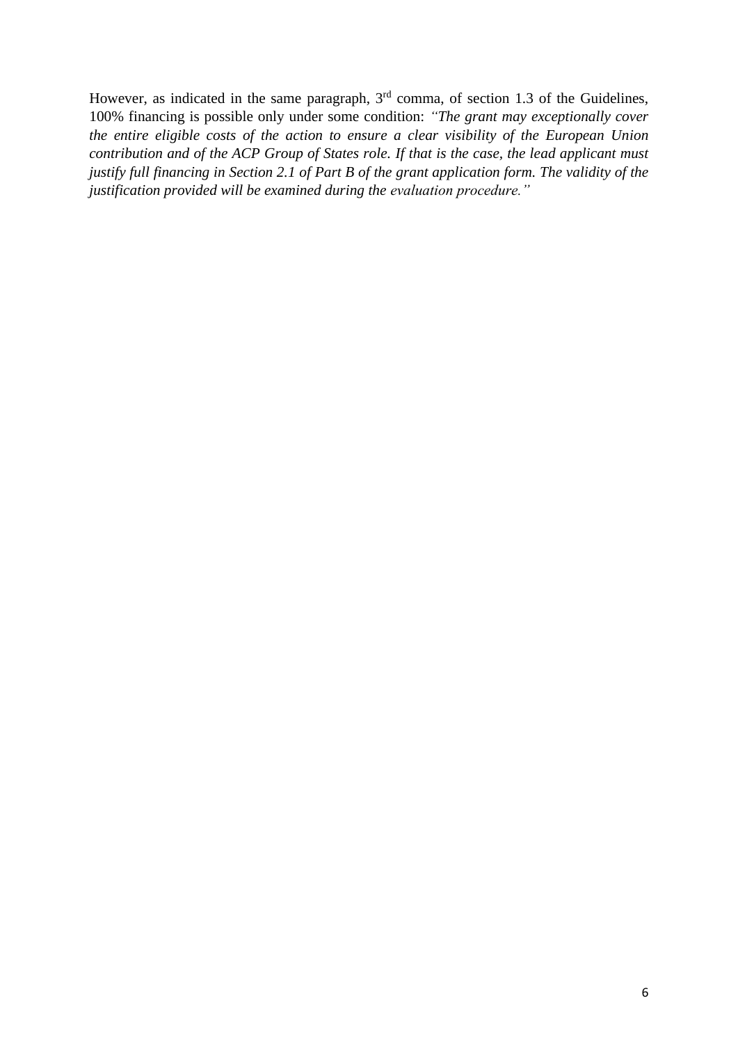However, as indicated in the same paragraph, 3[rd] comma, of section 1.3 of the Guidelines, 100% financing is possible only under some condition: *"The grant may exceptionally cover the entire eligible costs of the action to ensure a clear visibility of the European Union contribution and of the ACP Group of States role. If that is the case, the lead applicant must justify full financing in Section 2.1 of Part B of the grant application form. The validity of the justification provided will be examined during the evaluation procedure."*